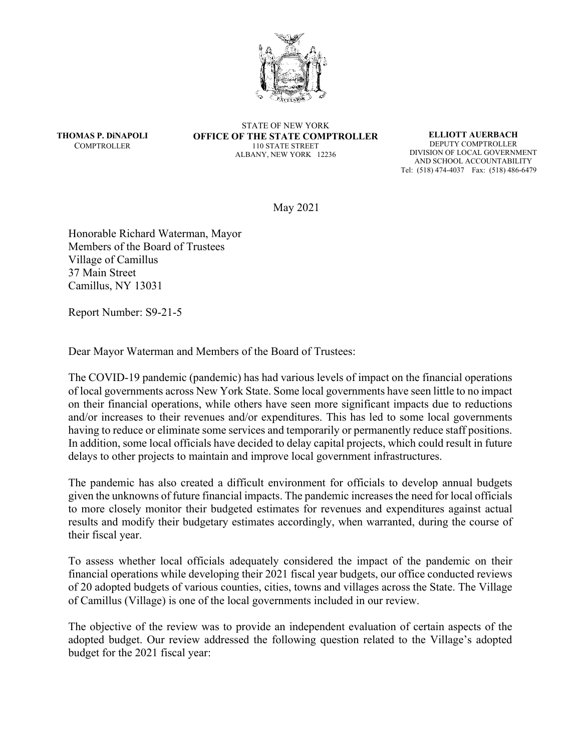**THOMAS P. DiNAPOLI**
COMPTROLLER

STATE OF NEW YORK
**OFFICE OF THE STATE COMPTROLLER**
110 STATE STREET
ALBANY, NEW YORK 12236

**ELLIOTT AUERBACH**
DEPUTY COMPTROLLER
DIVISION OF LOCAL GOVERNMENT
AND SCHOOL ACCOUNTABILITY
Tel: (518) 474-4037 Fax: (518) 486-6479

May 2021

Honorable Richard Waterman, Mayor
Members of the Board of Trustees
Village of Camillus
37 Main Street
Camillus, NY 13031

Report Number: S9-21-5

Dear Mayor Waterman and Members of the Board of Trustees:

The COVID-19 pandemic (pandemic) has had various levels of impact on the financial operations of local governments across New York State. Some local governments have seen little to no impact on their financial operations, while others have seen more significant impacts due to reductions and/or increases to their revenues and/or expenditures. This has led to some local governments having to reduce or eliminate some services and temporarily or permanently reduce staff positions. In addition, some local officials have decided to delay capital projects, which could result in future delays to other projects to maintain and improve local government infrastructures.

The pandemic has also created a difficult environment for officials to develop annual budgets given the unknowns of future financial impacts. The pandemic increases the need for local officials to more closely monitor their budgeted estimates for revenues and expenditures against actual results and modify their budgetary estimates accordingly, when warranted, during the course of their fiscal year.

To assess whether local officials adequately considered the impact of the pandemic on their financial operations while developing their 2021 fiscal year budgets, our office conducted reviews of 20 adopted budgets of various counties, cities, towns and villages across the State. The Village of Camillus (Village) is one of the local governments included in our review.

The objective of the review was to provide an independent evaluation of certain aspects of the adopted budget. Our review addressed the following question related to the Village's adopted budget for the 2021 fiscal year: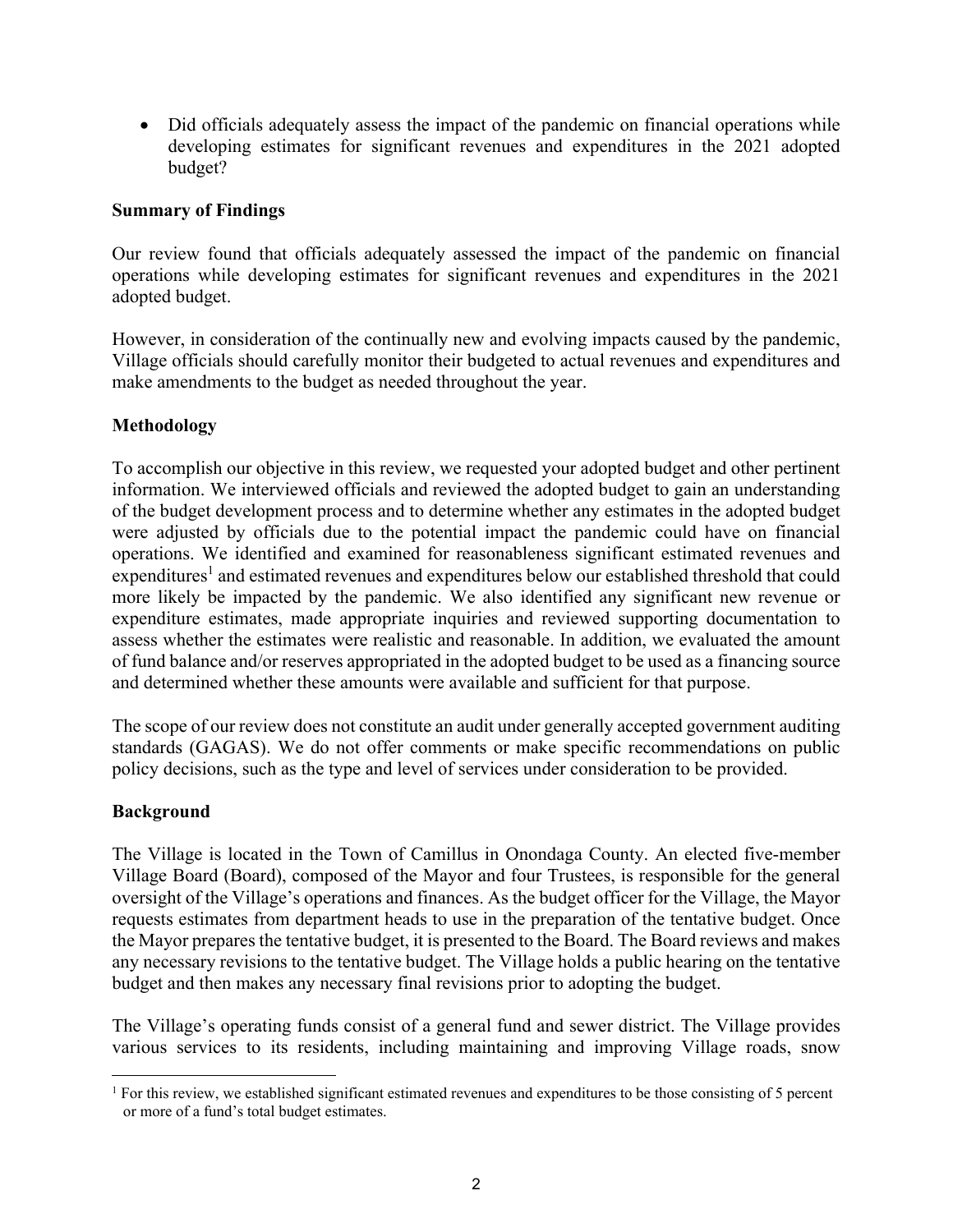- Did officials adequately assess the impact of the pandemic on financial operations while developing estimates for significant revenues and expenditures in the 2021 adopted budget?

**Summary of Findings**

Our review found that officials adequately assessed the impact of the pandemic on financial operations while developing estimates for significant revenues and expenditures in the 2021 adopted budget.

However, in consideration of the continually new and evolving impacts caused by the pandemic, Village officials should carefully monitor their budgeted to actual revenues and expenditures and make amendments to the budget as needed throughout the year.

**Methodology**

To accomplish our objective in this review, we requested your adopted budget and other pertinent information. We interviewed officials and reviewed the adopted budget to gain an understanding of the budget development process and to determine whether any estimates in the adopted budget were adjusted by officials due to the potential impact the pandemic could have on financial operations. We identified and examined for reasonableness significant estimated revenues and expenditures[1] and estimated revenues and expenditures below our established threshold that could more likely be impacted by the pandemic. We also identified any significant new revenue or expenditure estimates, made appropriate inquiries and reviewed supporting documentation to assess whether the estimates were realistic and reasonable. In addition, we evaluated the amount of fund balance and/or reserves appropriated in the adopted budget to be used as a financing source and determined whether these amounts were available and sufficient for that purpose.

The scope of our review does not constitute an audit under generally accepted government auditing standards (GAGAS). We do not offer comments or make specific recommendations on public policy decisions, such as the type and level of services under consideration to be provided.

**Background**

The Village is located in the Town of Camillus in Onondaga County. An elected five-member Village Board (Board), composed of the Mayor and four Trustees, is responsible for the general oversight of the Village's operations and finances. As the budget officer for the Village, the Mayor requests estimates from department heads to use in the preparation of the tentative budget. Once the Mayor prepares the tentative budget, it is presented to the Board. The Board reviews and makes any necessary revisions to the tentative budget. The Village holds a public hearing on the tentative budget and then makes any necessary final revisions prior to adopting the budget.

The Village's operating funds consist of a general fund and sewer district. The Village provides various services to its residents, including maintaining and improving Village roads, snow

[1] For this review, we established significant estimated revenues and expenditures to be those consisting of 5 percent or more of a fund's total budget estimates.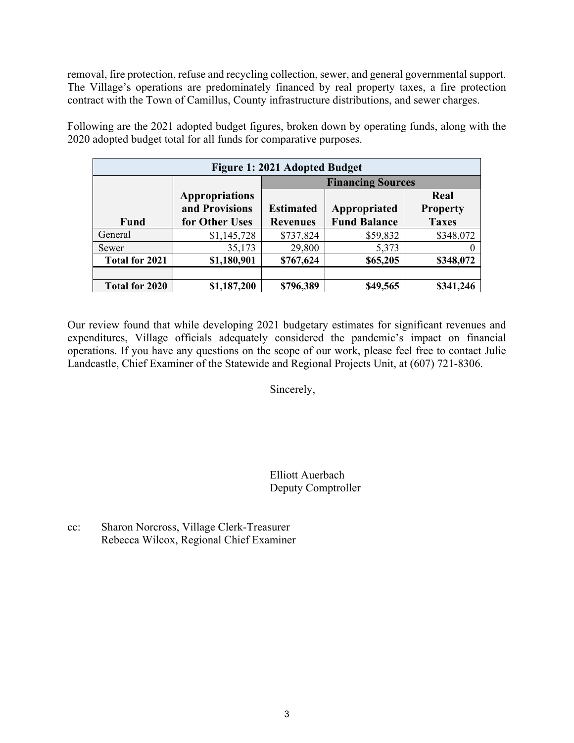removal, fire protection, refuse and recycling collection, sewer, and general governmental support. The Village's operations are predominately financed by real property taxes, a fire protection contract with the Town of Camillus, County infrastructure distributions, and sewer charges.

Following are the 2021 adopted budget figures, broken down by operating funds, along with the 2020 adopted budget total for all funds for comparative purposes.

**Figure 1: 2021 Adopted Budget**

| Fund | Appropriations and Provisions for Other Uses | Financing Sources: Estimated Revenues | Financing Sources: Appropriated Fund Balance | Financing Sources: Real Property Taxes |
|---|---|---|---|---|
| General | $1,145,728 | $737,824 | $59,832 | $348,072 |
| Sewer | 35,173 | 29,800 | 5,373 | 0 |
| **Total for 2021** | **$1,180,901** | **$767,624** | **$65,205** | **$348,072** |
| | | | | |
| **Total for 2020** | **$1,187,200** | **$796,389** | **$49,565** | **$341,246** |

Our review found that while developing 2021 budgetary estimates for significant revenues and expenditures, Village officials adequately considered the pandemic's impact on financial operations. If you have any questions on the scope of our work, please feel free to contact Julie Landcastle, Chief Examiner of the Statewide and Regional Projects Unit, at (607) 721-8306.

Sincerely,

Elliott Auerbach
Deputy Comptroller

cc: Sharon Norcross, Village Clerk-Treasurer
Rebecca Wilcox, Regional Chief Examiner